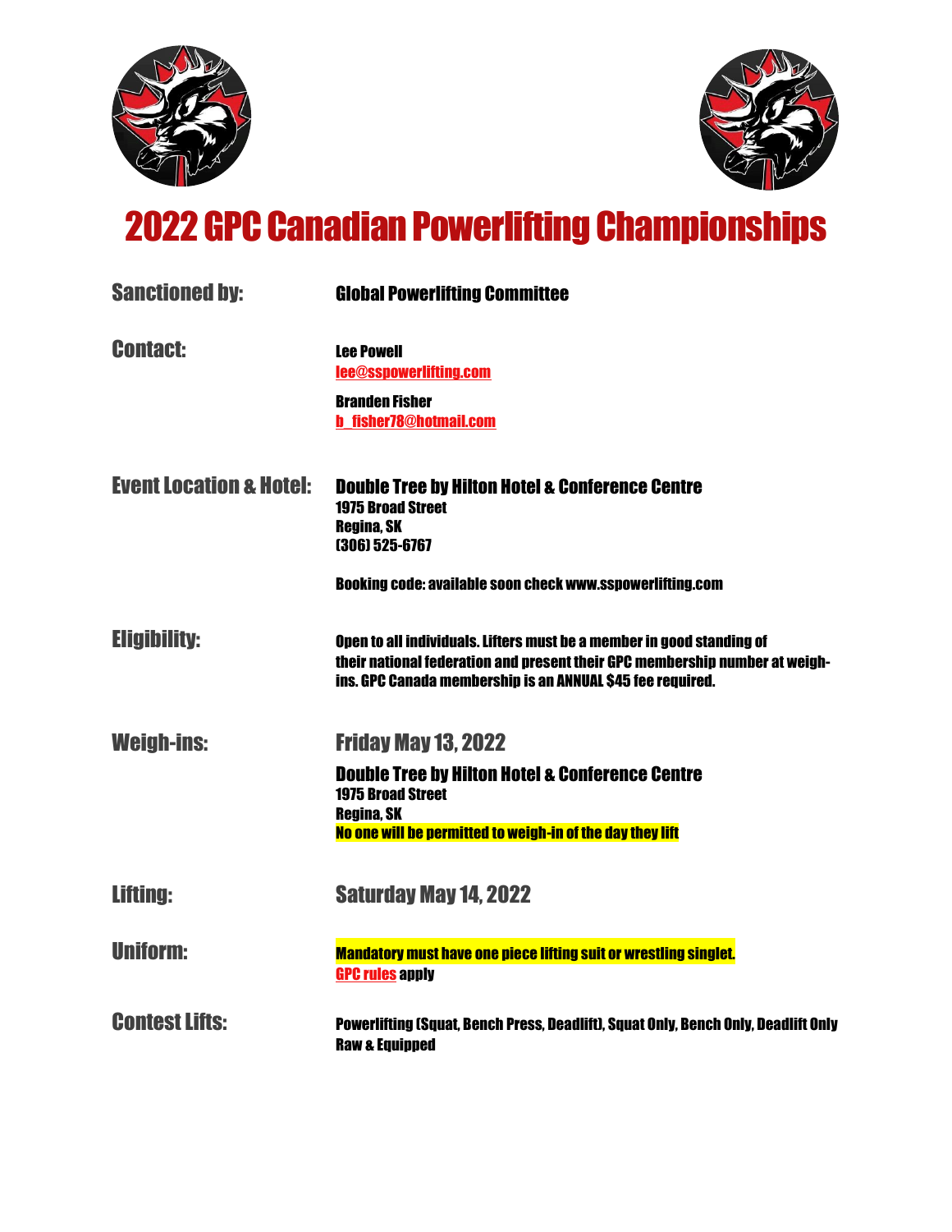# 2022 GPC Canadian Powerlifting Championships

**Sanctioned by:** Global Powerlifting Committee

**Contact:**

Lee Powell
lee@sspowerlifting.com

Branden Fisher
b_fisher78@hotmail.com

**Event Location & Hotel:** Double Tree by Hilton Hotel & Conference Centre
1975 Broad Street
Regina, SK
(306) 525-6767

Booking code: available soon check www.sspowerlifting.com

**Eligibility:** Open to all individuals. Lifters must be a member in good standing of their national federation and present their GPC membership number at weigh-ins. GPC Canada membership is an ANNUAL $45 fee required.

**Weigh-ins:** Friday May 13, 2022

Double Tree by Hilton Hotel & Conference Centre
1975 Broad Street
Regina, SK
No one will be permitted to weigh-in of the day they lift

**Lifting:** Saturday May 14, 2022

**Uniform:** Mandatory must have one piece lifting suit or wrestling singlet.
GPC rules apply

**Contest Lifts:** Powerlifting (Squat, Bench Press, Deadlift), Squat Only, Bench Only, Deadlift Only
Raw & Equipped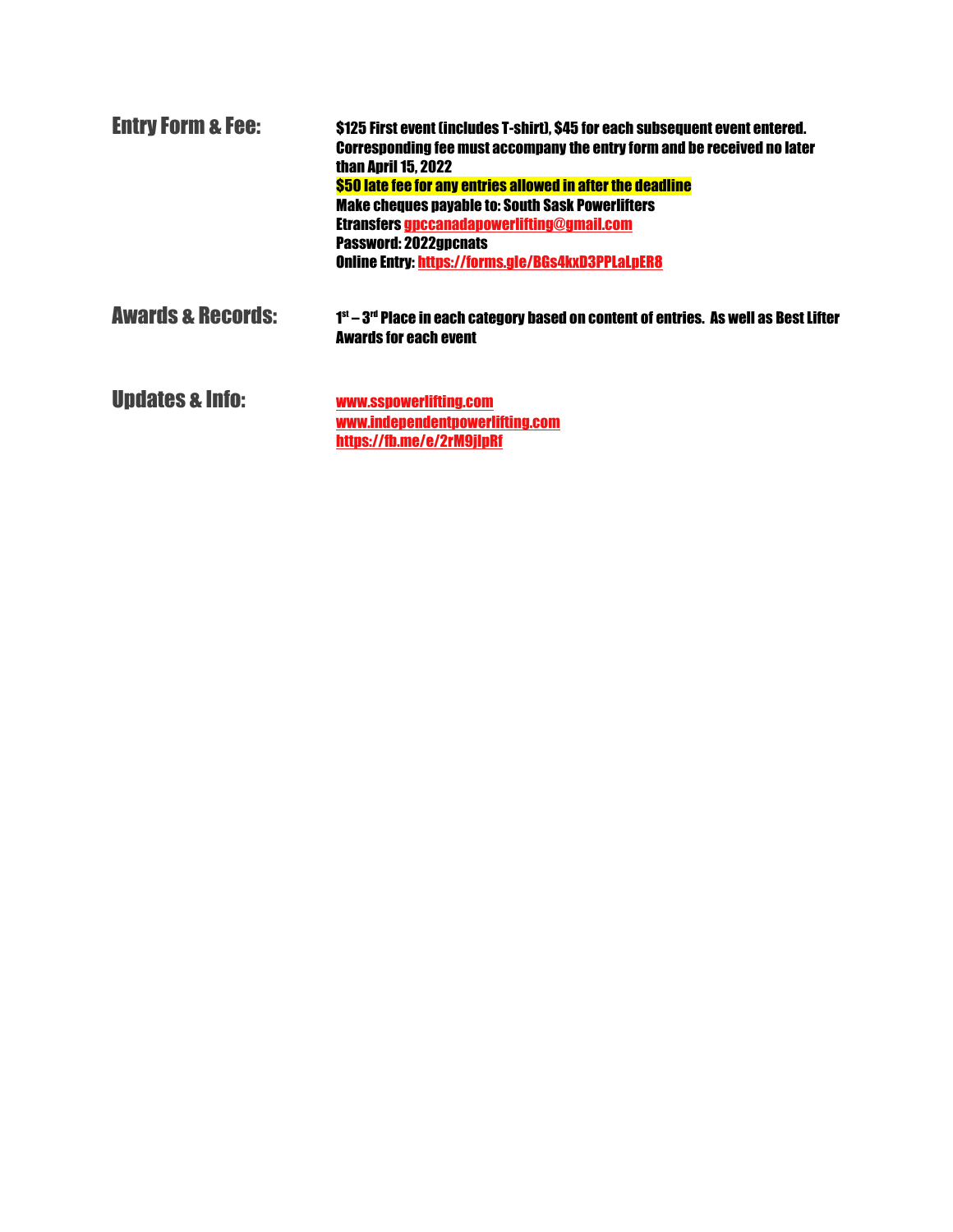**Entry Form & Fee:**

$125 First event (includes T-shirt), $45 for each subsequent event entered. Corresponding fee must accompany the entry form and be received no later than April 15, 2022

**$50 late fee for any entries allowed in after the deadline**

Make cheques payable to: South Sask Powerlifters

Etransfers gpccanadapowerlifting@gmail.com

Password: 2022gpcnats

Online Entry: https://forms.gle/BGs4kxD3PPLaLpER8

**Awards & Records:**

1st – 3rd Place in each category based on content of entries. As well as Best Lifter Awards for each event

**Updates & Info:**

www.sspowerlifting.com

www.independentpowerlifting.com

https://fb.me/e/2rM9jlpRf